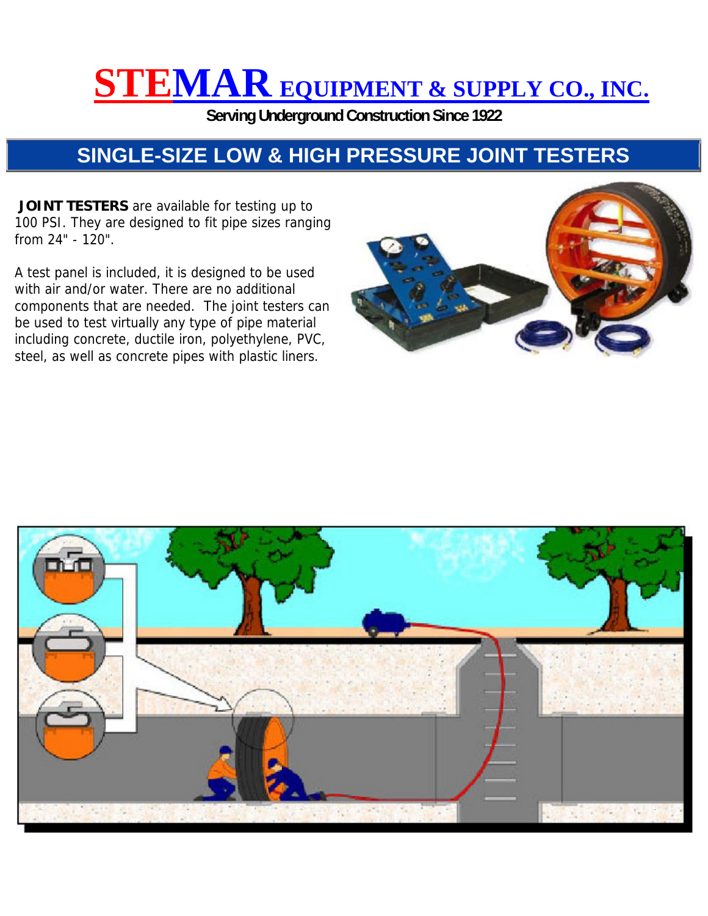# STEMAR EQUIPMENT & SUPPLY CO., INC.

**Serving Underground Construction Since 1922**

## SINGLE-SIZE LOW & HIGH PRESSURE JOINT TESTERS

**JOINT TESTERS** are available for testing up to 100 PSI. They are designed to fit pipe sizes ranging from 24" - 120".

A test panel is included, it is designed to be used with air and/or water. There are no additional components that are needed. The joint testers can be used to test virtually any type of pipe material including concrete, ductile iron, polyethylene, PVC, steel, as well as concrete pipes with plastic liners.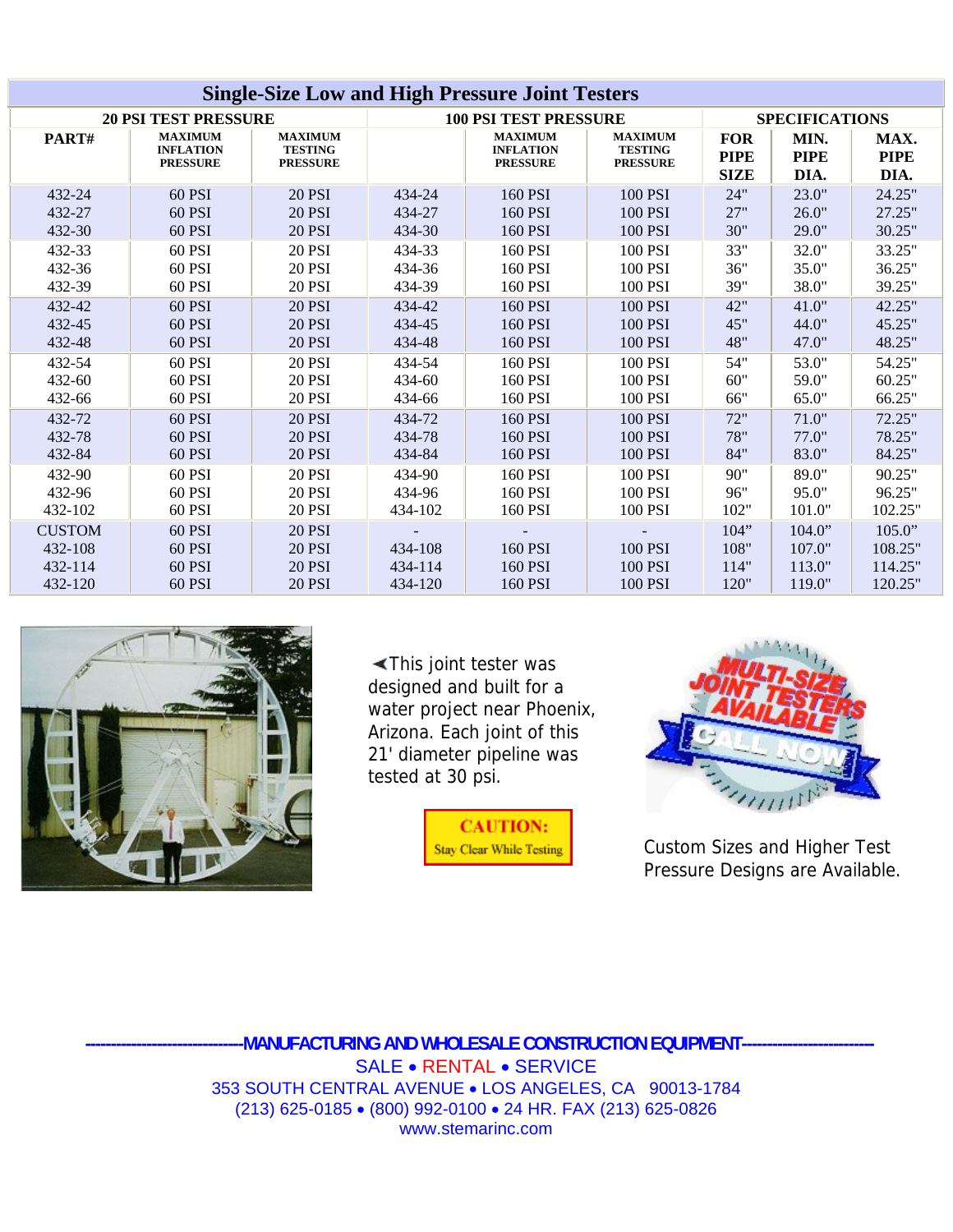## Single-Size Low and High Pressure Joint Testers

| 20 PSI TEST PRESSURE | | | 100 PSI TEST PRESSURE | | | SPECIFICATIONS | | |
|---|---|---|---|---|---|---|---|---|
| PART# | MAXIMUM INFLATION PRESSURE | MAXIMUM TESTING PRESSURE | | MAXIMUM INFLATION PRESSURE | MAXIMUM TESTING PRESSURE | FOR PIPE SIZE | MIN. PIPE DIA. | MAX. PIPE DIA. |
| 432-24 | 60 PSI | 20 PSI | 434-24 | 160 PSI | 100 PSI | 24" | 23.0" | 24.25" |
| 432-27 | 60 PSI | 20 PSI | 434-27 | 160 PSI | 100 PSI | 27" | 26.0" | 27.25" |
| 432-30 | 60 PSI | 20 PSI | 434-30 | 160 PSI | 100 PSI | 30" | 29.0" | 30.25" |
| 432-33 | 60 PSI | 20 PSI | 434-33 | 160 PSI | 100 PSI | 33" | 32.0" | 33.25" |
| 432-36 | 60 PSI | 20 PSI | 434-36 | 160 PSI | 100 PSI | 36" | 35.0" | 36.25" |
| 432-39 | 60 PSI | 20 PSI | 434-39 | 160 PSI | 100 PSI | 39" | 38.0" | 39.25" |
| 432-42 | 60 PSI | 20 PSI | 434-42 | 160 PSI | 100 PSI | 42" | 41.0" | 42.25" |
| 432-45 | 60 PSI | 20 PSI | 434-45 | 160 PSI | 100 PSI | 45" | 44.0" | 45.25" |
| 432-48 | 60 PSI | 20 PSI | 434-48 | 160 PSI | 100 PSI | 48" | 47.0" | 48.25" |
| 432-54 | 60 PSI | 20 PSI | 434-54 | 160 PSI | 100 PSI | 54" | 53.0" | 54.25" |
| 432-60 | 60 PSI | 20 PSI | 434-60 | 160 PSI | 100 PSI | 60" | 59.0" | 60.25" |
| 432-66 | 60 PSI | 20 PSI | 434-66 | 160 PSI | 100 PSI | 66" | 65.0" | 66.25" |
| 432-72 | 60 PSI | 20 PSI | 434-72 | 160 PSI | 100 PSI | 72" | 71.0" | 72.25" |
| 432-78 | 60 PSI | 20 PSI | 434-78 | 160 PSI | 100 PSI | 78" | 77.0" | 78.25" |
| 432-84 | 60 PSI | 20 PSI | 434-84 | 160 PSI | 100 PSI | 84" | 83.0" | 84.25" |
| 432-90 | 60 PSI | 20 PSI | 434-90 | 160 PSI | 100 PSI | 90" | 89.0" | 90.25" |
| 432-96 | 60 PSI | 20 PSI | 434-96 | 160 PSI | 100 PSI | 96" | 95.0" | 96.25" |
| 432-102 | 60 PSI | 20 PSI | 434-102 | 160 PSI | 100 PSI | 102" | 101.0" | 102.25" |
| CUSTOM | 60 PSI | 20 PSI | - | - | - | 104" | 104.0" | 105.0" |
| 432-108 | 60 PSI | 20 PSI | 434-108 | 160 PSI | 100 PSI | 108" | 107.0" | 108.25" |
| 432-114 | 60 PSI | 20 PSI | 434-114 | 160 PSI | 100 PSI | 114" | 113.0" | 114.25" |
| 432-120 | 60 PSI | 20 PSI | 434-120 | 160 PSI | 100 PSI | 120" | 119.0" | 120.25" |

◄This joint tester was designed and built for a water project near Phoenix, Arizona. Each joint of this 21' diameter pipeline was tested at 30 psi.

**CAUTION:** Stay Clear While Testing

MULTI-SIZE JOINT TESTERS AVAILABLE — CALL NOW

Custom Sizes and Higher Test Pressure Designs are Available.

**MANUFACTURING AND WHOLESALE CONSTRUCTION EQUIPMENT**

SALE • RENTAL • SERVICE

353 SOUTH CENTRAL AVENUE • LOS ANGELES, CA 90013-1784

(213) 625-0185 • (800) 992-0100 • 24 HR. FAX (213) 625-0826

www.stemarinc.com